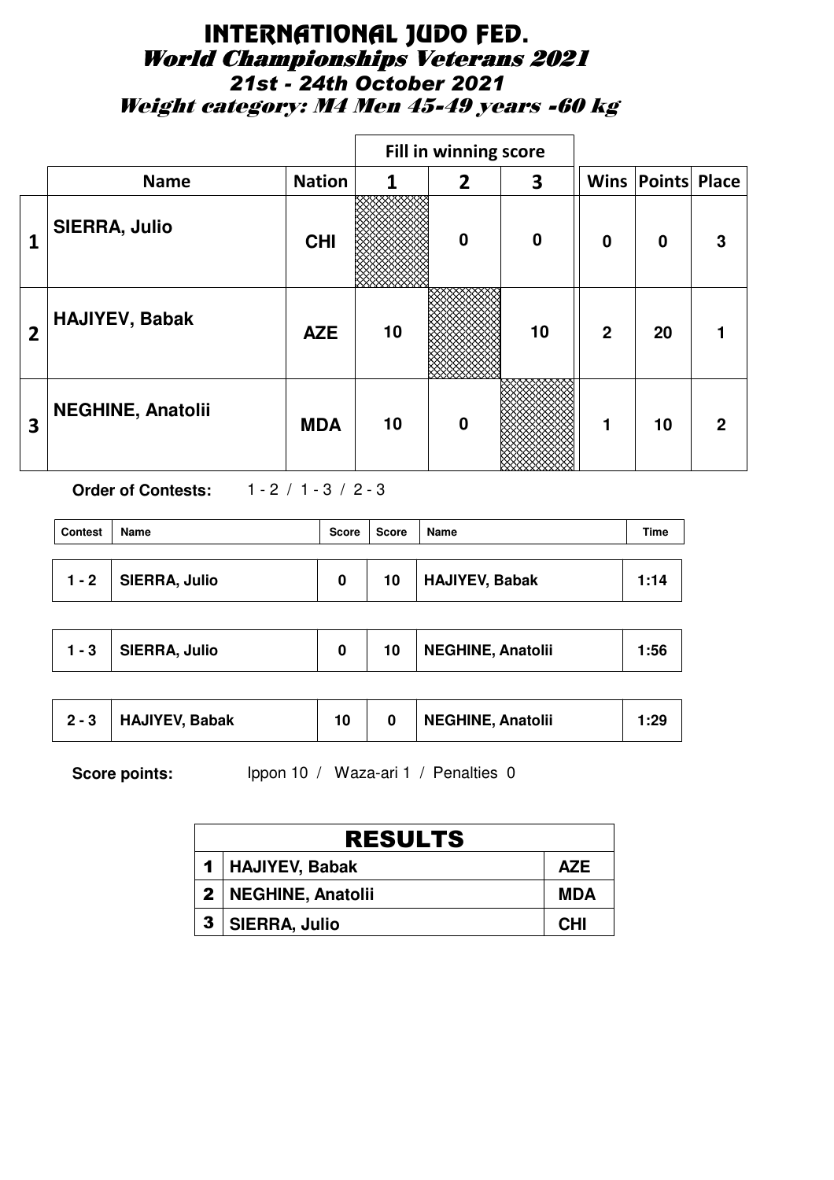# INTERNATIONAL JUDO FED.

## World Championships Veterans 2021

### 21st - 24th October 2021

### Weight category: M4 Men 45-49 years -60 kg

| | | | Fill in winning score | | | | | |
|---|---|---|---|---|---|---|---|---|
| | **Name** | **Nation** | **1** | **2** | **3** | **Wins** | **Points** | **Place** |
| **1** | **SIERRA, Julio** | **CHI** | | **0** | **0** | **0** | **0** | **3** |
| **2** | **HAJIYEV, Babak** | **AZE** | **10** | | **10** | **2** | **20** | **1** |
| **3** | **NEGHINE, Anatolii** | **MDA** | **10** | **0** | | **1** | **10** | **2** |

**Order of Contests:** 1 - 2 / 1 - 3 / 2 - 3

| Contest | Name | Score | Score | Name | Time |
|---|---|---|---|---|---|
| **1 - 2** | **SIERRA, Julio** | **0** | **10** | **HAJIYEV, Babak** | **1:14** |
| **1 - 3** | **SIERRA, Julio** | **0** | **10** | **NEGHINE, Anatolii** | **1:56** |
| **2 - 3** | **HAJIYEV, Babak** | **10** | **0** | **NEGHINE, Anatolii** | **1:29** |

**Score points:** Ippon 10 / Waza-ari 1 / Penalties 0

| RESULTS | | |
|---|---|---|
| **1** | **HAJIYEV, Babak** | **AZE** |
| **2** | **NEGHINE, Anatolii** | **MDA** |
| **3** | **SIERRA, Julio** | **CHI** |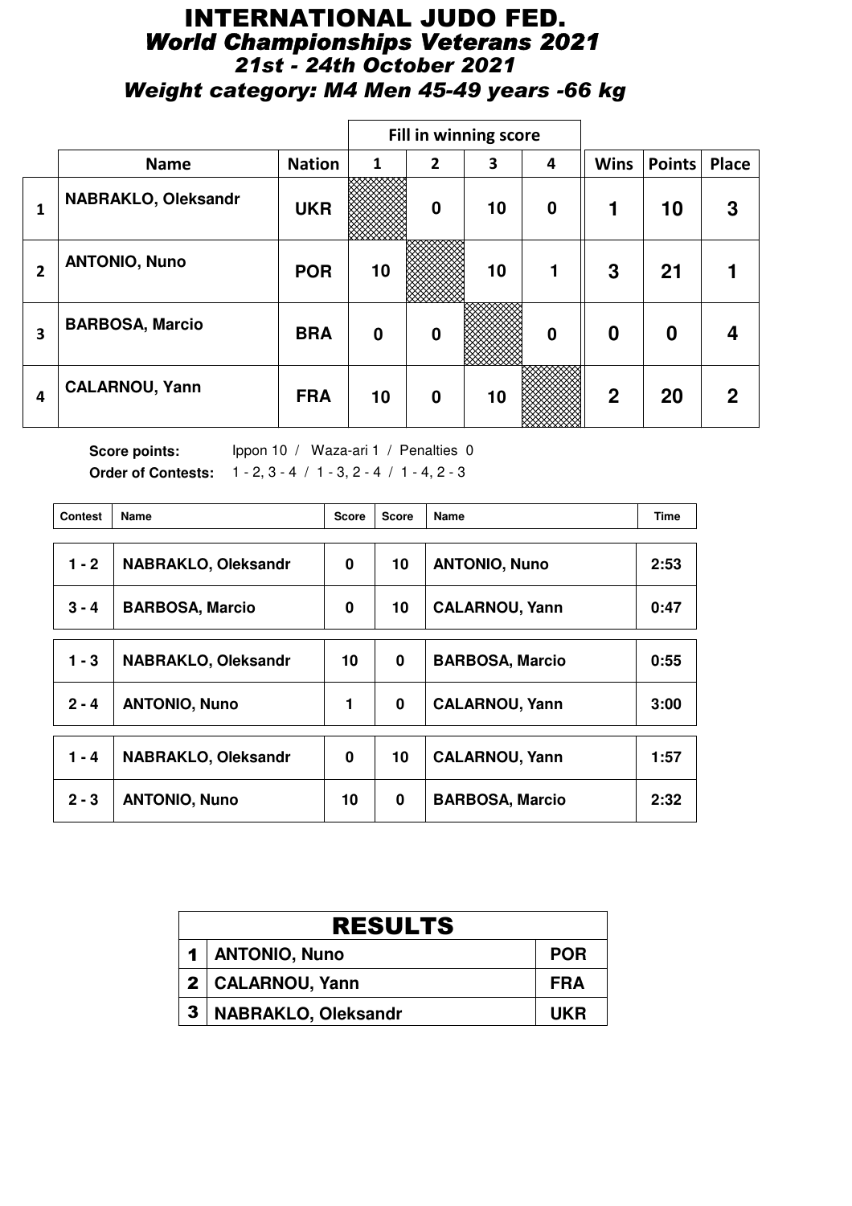# INTERNATIONAL JUDO FED.

## *World Championships Veterans 2021*

### *21st - 24th October 2021*

### *Weight category: M4 Men 45-49 years -66 kg*

| | | | Fill in winning score | | | | | | |
|---|---|---|---|---|---|---|---|---|---|
| | **Name** | **Nation** | **1** | **2** | **3** | **4** | **Wins** | **Points** | **Place** |
| **1** | **NABRAKLO, Oleksandr** | **UKR** | | **0** | **10** | **0** | **1** | **10** | **3** |
| **2** | **ANTONIO, Nuno** | **POR** | **10** | | **10** | **1** | **3** | **21** | **1** |
| **3** | **BARBOSA, Marcio** | **BRA** | **0** | **0** | | **0** | **0** | **0** | **4** |
| **4** | **CALARNOU, Yann** | **FRA** | **10** | **0** | **10** | | **2** | **20** | **2** |

**Score points:** Ippon 10 / Waza-ari 1 / Penalties 0

**Order of Contests:** 1 - 2, 3 - 4 / 1 - 3, 2 - 4 / 1 - 4, 2 - 3

| Contest | Name | Score | Score | Name | Time |
|---|---|---|---|---|---|
| **1 - 2** | **NABRAKLO, Oleksandr** | **0** | **10** | **ANTONIO, Nuno** | **2:53** |
| **3 - 4** | **BARBOSA, Marcio** | **0** | **10** | **CALARNOU, Yann** | **0:47** |
| **1 - 3** | **NABRAKLO, Oleksandr** | **10** | **0** | **BARBOSA, Marcio** | **0:55** |
| **2 - 4** | **ANTONIO, Nuno** | **1** | **0** | **CALARNOU, Yann** | **3:00** |
| **1 - 4** | **NABRAKLO, Oleksandr** | **0** | **10** | **CALARNOU, Yann** | **1:57** |
| **2 - 3** | **ANTONIO, Nuno** | **10** | **0** | **BARBOSA, Marcio** | **2:32** |

| RESULTS | | |
|---|---|---|
| **1** | **ANTONIO, Nuno** | **POR** |
| **2** | **CALARNOU, Yann** | **FRA** |
| **3** | **NABRAKLO, Oleksandr** | **UKR** |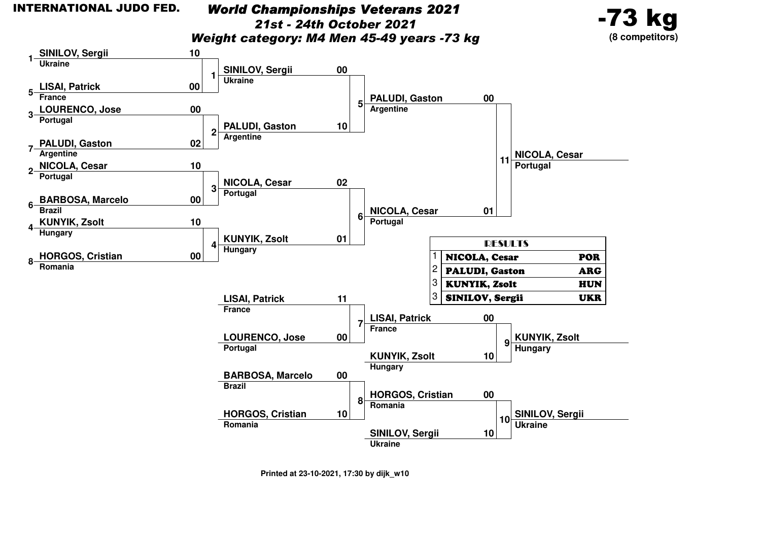INTERNATIONAL JUDO FED.

# *World Championships Veterans 2021*

## *21st - 24th October 2021*

## *Weight category: M4 Men 45-49 years -73 kg*

**-73 kg**
**(8 competitors)**

### Round 1

| Contest | Seed | Competitor | Country | Score |
|---|---|---|---|---|
| 1 | 1 | SINILOV, Sergii | Ukraine | 10 |
| 1 | 5 | LISAI, Patrick | France | 00 |
| 2 | 3 | LOURENCO, Jose | Portugal | 00 |
| 2 | 7 | PALUDI, Gaston | Argentine | 02 |
| 3 | 2 | NICOLA, Cesar | Portugal | 10 |
| 3 | 6 | BARBOSA, Marcelo | Brazil | 00 |
| 4 | 4 | KUNYIK, Zsolt | Hungary | 10 |
| 4 | 8 | HORGOS, Cristian | Romania | 00 |

### Semi-finals

| Contest | Competitor | Country | Score |
|---|---|---|---|
| 5 | SINILOV, Sergii | Ukraine | 00 |
| 5 | PALUDI, Gaston | Argentine | 10 |
| 6 | NICOLA, Cesar | Portugal | 02 |
| 6 | KUNYIK, Zsolt | Hungary | 01 |

### Final

| Contest | Competitor | Country | Score |
|---|---|---|---|
| 11 | PALUDI, Gaston | Argentine | 00 |
| 11 | NICOLA, Cesar | Portugal | 01 |

Winner: **NICOLA, Cesar** — Portugal

### Repechage

| Contest | Competitor | Country | Score |
|---|---|---|---|
| 7 | LISAI, Patrick | France | 11 |
| 7 | LOURENCO, Jose | Portugal | 00 |
| 8 | BARBOSA, Marcelo | Brazil | 00 |
| 8 | HORGOS, Cristian | Romania | 10 |

### Bronze medal contests

| Contest | Competitor | Country | Score |
|---|---|---|---|
| 9 | LISAI, Patrick | France | 00 |
| 9 | KUNYIK, Zsolt | Hungary | 10 |
| 10 | HORGOS, Cristian | Romania | 00 |
| 10 | SINILOV, Sergii | Ukraine | 10 |

Contest 9 winner: **KUNYIK, Zsolt** — Hungary
Contest 10 winner: **SINILOV, Sergii** — Ukraine

### RESULTS

| Place | Name | Country |
|---|---|---|
| 1 | NICOLA, Cesar | POR |
| 2 | PALUDI, Gaston | ARG |
| 3 | KUNYIK, Zsolt | HUN |
| 3 | SINILOV, Sergii | UKR |

Printed at 23-10-2021, 17:30 by dijk_w10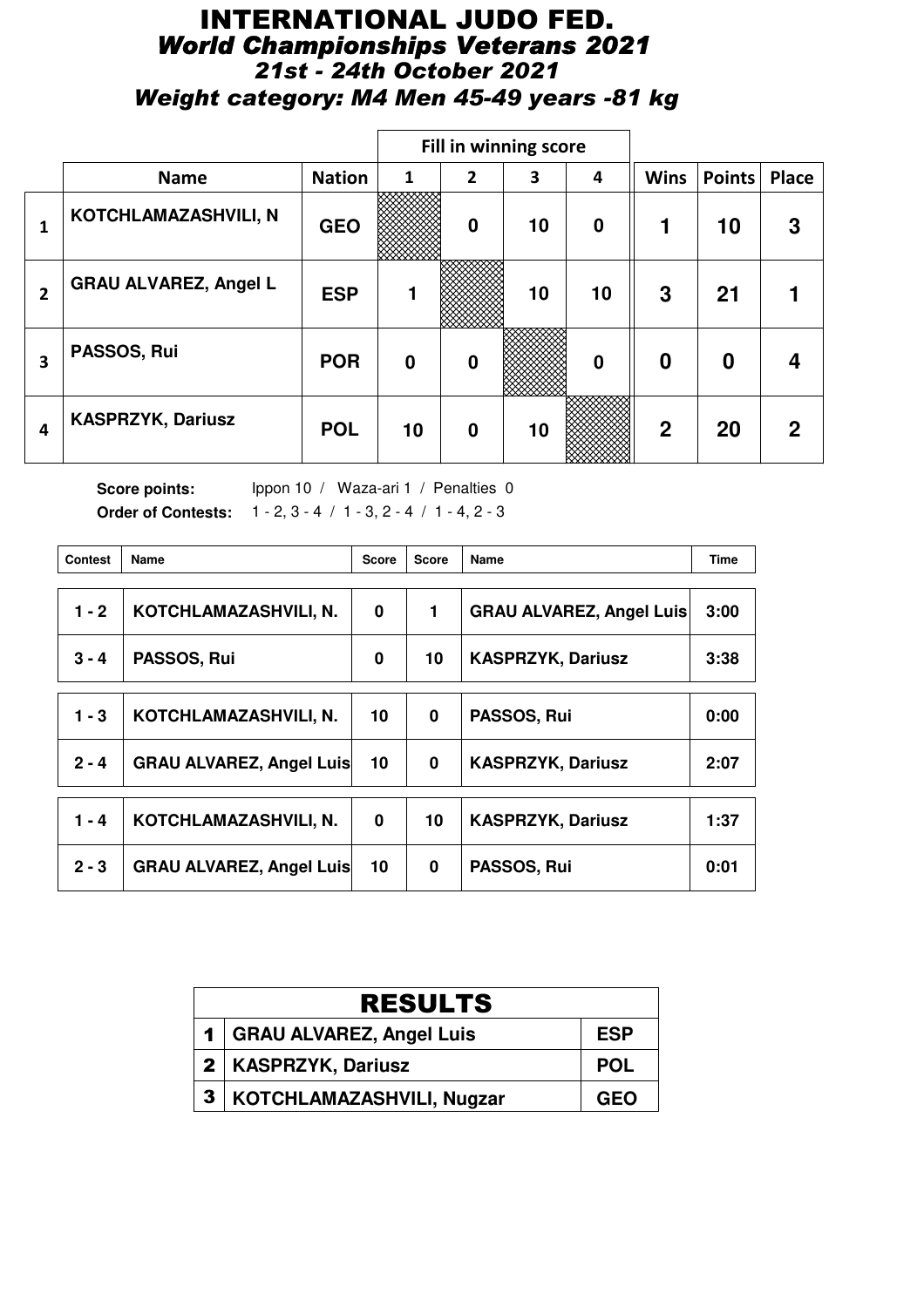# INTERNATIONAL JUDO FED.

## *World Championships Veterans 2021*

### *21st - 24th October 2021*

### *Weight category: M4 Men 45-49 years -81 kg*

| | Name | Nation | Fill in winning score 1 | 2 | 3 | 4 | Wins | Points | Place |
|---|---|---|---|---|---|---|---|---|---|
| 1 | KOTCHLAMAZASHVILI, N | GEO | | 0 | 10 | 0 | 1 | 10 | 3 |
| 2 | GRAU ALVAREZ, Angel L | ESP | 1 | | 10 | 10 | 3 | 21 | 1 |
| 3 | PASSOS, Rui | POR | 0 | 0 | | 0 | 0 | 0 | 4 |
| 4 | KASPRZYK, Dariusz | POL | 10 | 0 | 10 | | 2 | 20 | 2 |

**Score points:** Ippon 10 / Waza-ari 1 / Penalties 0

**Order of Contests:** 1 - 2, 3 - 4 / 1 - 3, 2 - 4 / 1 - 4, 2 - 3

| Contest | Name | Score | Score | Name | Time |
|---|---|---|---|---|---|
| 1 - 2 | KOTCHLAMAZASHVILI, N. | 0 | 1 | GRAU ALVAREZ, Angel Luis | 3:00 |
| 3 - 4 | PASSOS, Rui | 0 | 10 | KASPRZYK, Dariusz | 3:38 |
| 1 - 3 | KOTCHLAMAZASHVILI, N. | 10 | 0 | PASSOS, Rui | 0:00 |
| 2 - 4 | GRAU ALVAREZ, Angel Luis | 10 | 0 | KASPRZYK, Dariusz | 2:07 |
| 1 - 4 | KOTCHLAMAZASHVILI, N. | 0 | 10 | KASPRZYK, Dariusz | 1:37 |
| 2 - 3 | GRAU ALVAREZ, Angel Luis | 10 | 0 | PASSOS, Rui | 0:01 |

| RESULTS | | |
|---|---|---|
| 1 | GRAU ALVAREZ, Angel Luis | ESP |
| 2 | KASPRZYK, Dariusz | POL |
| 3 | KOTCHLAMAZASHVILI, Nugzar | GEO |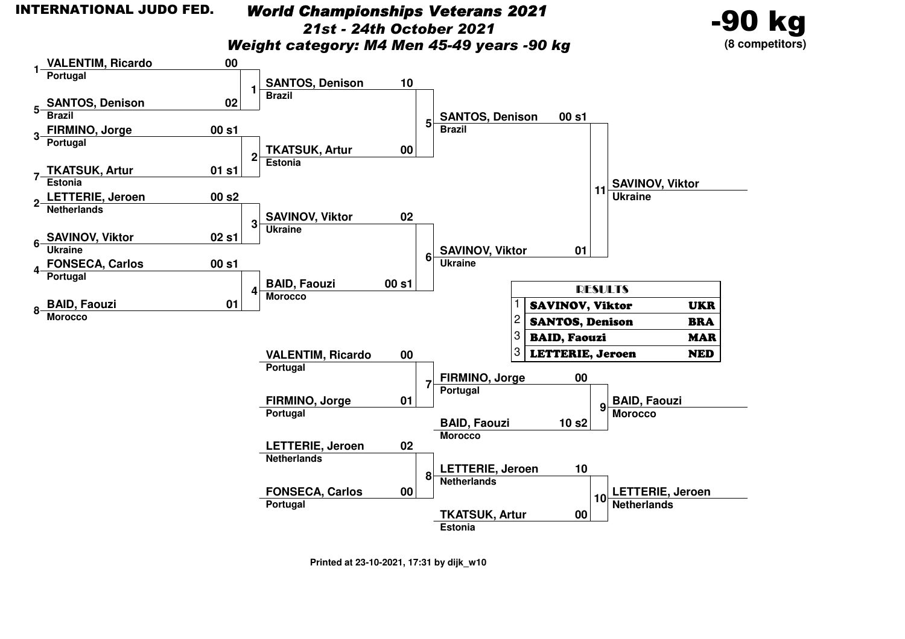**INTERNATIONAL JUDO FED.**

# World Championships Veterans 2021

## 21st - 24th October 2021

## Weight category: M4 Men 45-49 years -90 kg

**-90 kg**
**(8 competitors)**

### Round 1

| Contest | Competitor | Country | Score |
|---|---|---|---|
| 1 | 1 VALENTIM, Ricardo | Portugal | 00 |
| | 5 SANTOS, Denison | Brazil | 02 |
| 2 | 3 FIRMINO, Jorge | Portugal | 00 s1 |
| | 7 TKATSUK, Artur | Estonia | 01 s1 |
| 3 | 2 LETTERIE, Jeroen | Netherlands | 00 s2 |
| | 6 SAVINOV, Viktor | Ukraine | 02 s1 |
| 4 | 4 FONSECA, Carlos | Portugal | 00 s1 |
| | 8 BAID, Faouzi | Morocco | 01 |

### Semi-finals

| Contest | Competitor | Country | Score |
|---|---|---|---|
| 5 | SANTOS, Denison | Brazil | 10 |
| | TKATSUK, Artur | Estonia | 00 |
| 6 | SAVINOV, Viktor | Ukraine | 02 |
| | BAID, Faouzi | Morocco | 00 s1 |

### Final

| Contest | Competitor | Country | Score |
|---|---|---|---|
| 11 | SANTOS, Denison | Brazil | 00 s1 |
| | SAVINOV, Viktor | Ukraine | 01 |

Winner: SAVINOV, Viktor (Ukraine)

### Repechage

| Contest | Competitor | Country | Score |
|---|---|---|---|
| 7 | VALENTIM, Ricardo | Portugal | 00 |
| | FIRMINO, Jorge | Portugal | 01 |
| 8 | LETTERIE, Jeroen | Netherlands | 02 |
| | FONSECA, Carlos | Portugal | 00 |

### Bronze contests

| Contest | Competitor | Country | Score |
|---|---|---|---|
| 9 | FIRMINO, Jorge | Portugal | 00 |
| | BAID, Faouzi | Morocco | 10 s2 |
| 10 | LETTERIE, Jeroen | Netherlands | 10 |
| | TKATSUK, Artur | Estonia | 00 |

Winner contest 9: BAID, Faouzi (Morocco)

Winner contest 10: LETTERIE, Jeroen (Netherlands)

### RESULTS

| Place | Name | Country |
|---|---|---|
| 1 | SAVINOV, Viktor | UKR |
| 2 | SANTOS, Denison | BRA |
| 3 | BAID, Faouzi | MAR |
| 3 | LETTERIE, Jeroen | NED |

Printed at 23-10-2021, 17:31 by dijk_w10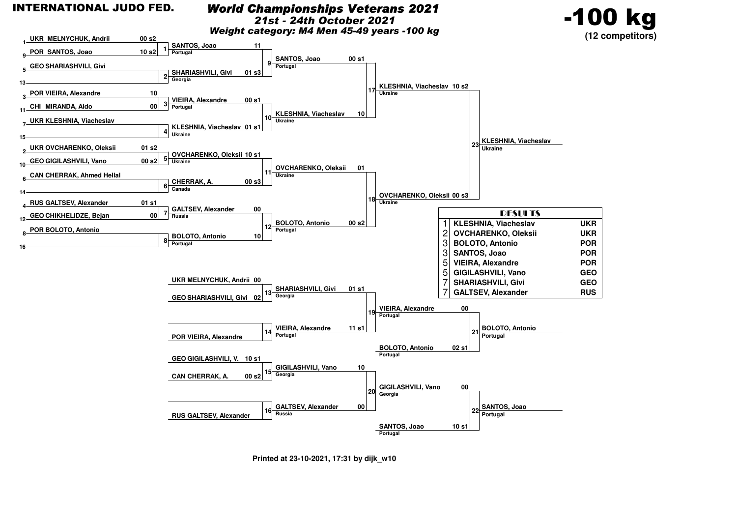**INTERNATIONAL JUDO FED.**

# World Championships Veterans 2021

## 21st - 24th October 2021

### Weight category: M4 Men 45-49 years -100 kg

**-100 kg**
**(12 competitors)**

## Preliminary rounds

| Match | Competitor 1 | Score | Competitor 2 | Score | Winner | Score |
|---|---|---|---|---|---|---|
| 1 | 1 UKR MELNYCHUK, Andrii | 00 s2 | 9 POR SANTOS, Joao | 10 s2 | SANTOS, Joao (Portugal) | 11 |
| 2 | 5 GEO SHARIASHVILI, Givi | | 13 | | SHARIASHVILI, Givi (Georgia) | 01 s3 |
| 3 | 3 POR VIEIRA, Alexandre | 10 | 11 CHI MIRANDA, Aldo | 00 | VIEIRA, Alexandre (Portugal) | 00 s1 |
| 4 | 7 UKR KLESHNIA, Viacheslav | | 15 | | KLESHNIA, Viacheslav (Ukraine) | 01 s1 |
| 5 | 2 UKR OVCHARENKO, Oleksii | 01 s2 | 10 GEO GIGILASHVILI, Vano | 00 s2 | OVCHARENKO, Oleksii (Ukraine) | 10 s1 |
| 6 | 6 CAN CHERRAK, Ahmed Hellal | | 14 | | CHERRAK, A. (Canada) | 00 s3 |
| 7 | 4 RUS GALTSEV, Alexander | 01 s1 | 12 GEO CHIKHELIDZE, Bejan | 00 | GALTSEV, Alexander (Russia) | 00 |
| 8 | 8 POR BOLOTO, Antonio | | 16 | | BOLOTO, Antonio (Portugal) | 10 |

## Quarter-finals

| Match | Winner | Score |
|---|---|---|
| 9 | SANTOS, Joao (Portugal) | 00 s1 |
| 10 | KLESHNIA, Viacheslav (Ukraine) | 10 |
| 11 | OVCHARENKO, Oleksii (Ukraine) | 01 |
| 12 | BOLOTO, Antonio (Portugal) | 00 s2 |

## Semi-finals

| Match | Winner | Score |
|---|---|---|
| 17 | KLESHNIA, Viacheslav (Ukraine) | 10 s2 |
| 18 | OVCHARENKO, Oleksii (Ukraine) | 00 s3 |

## Final

| Match | Winner |
|---|---|
| 23 | KLESHNIA, Viacheslav (Ukraine) |

## Repechage

| Match | Competitor 1 | Score | Competitor 2 | Score | Winner | Score |
|---|---|---|---|---|---|---|
| 13 | UKR MELNYCHUK, Andrii | 00 | GEO SHARIASHVILI, Givi | 02 | SHARIASHVILI, Givi (Georgia) | 01 s1 |
| 14 | | | POR VIEIRA, Alexandre | | VIEIRA, Alexandre (Portugal) | 11 s1 |
| 15 | GEO GIGILASHVILI, V. | 10 s1 | CAN CHERRAK, A. | 00 s2 | GIGILASHVILI, Vano (Georgia) | 10 |
| 16 | | | RUS GALTSEV, Alexander | | GALTSEV, Alexander (Russia) | 00 |
| 19 | | | | | VIEIRA, Alexandre (Portugal) | 00 |
| 20 | | | | | GIGILASHVILI, Vano (Georgia) | 00 |

## Bronze medal contests

| Match | Competitor 1 | Score | Competitor 2 | Score | Winner |
|---|---|---|---|---|---|
| 21 | VIEIRA, Alexandre (Portugal) | 00 | BOLOTO, Antonio (Portugal) | 02 s1 | BOLOTO, Antonio (Portugal) |
| 22 | GIGILASHVILI, Vano (Georgia) | 00 | SANTOS, Joao (Portugal) | 10 s1 | SANTOS, Joao (Portugal) |

## RESULTS

| Place | Name | Country |
|---|---|---|
| 1 | KLESHNIA, Viacheslav | UKR |
| 2 | OVCHARENKO, Oleksii | UKR |
| 3 | BOLOTO, Antonio | POR |
| 3 | SANTOS, Joao | POR |
| 5 | VIEIRA, Alexandre | POR |
| 5 | GIGILASHVILI, Vano | GEO |
| 7 | SHARIASHVILI, Givi | GEO |
| 7 | GALTSEV, Alexander | RUS |

**Printed at 23-10-2021, 17:31 by dijk_w10**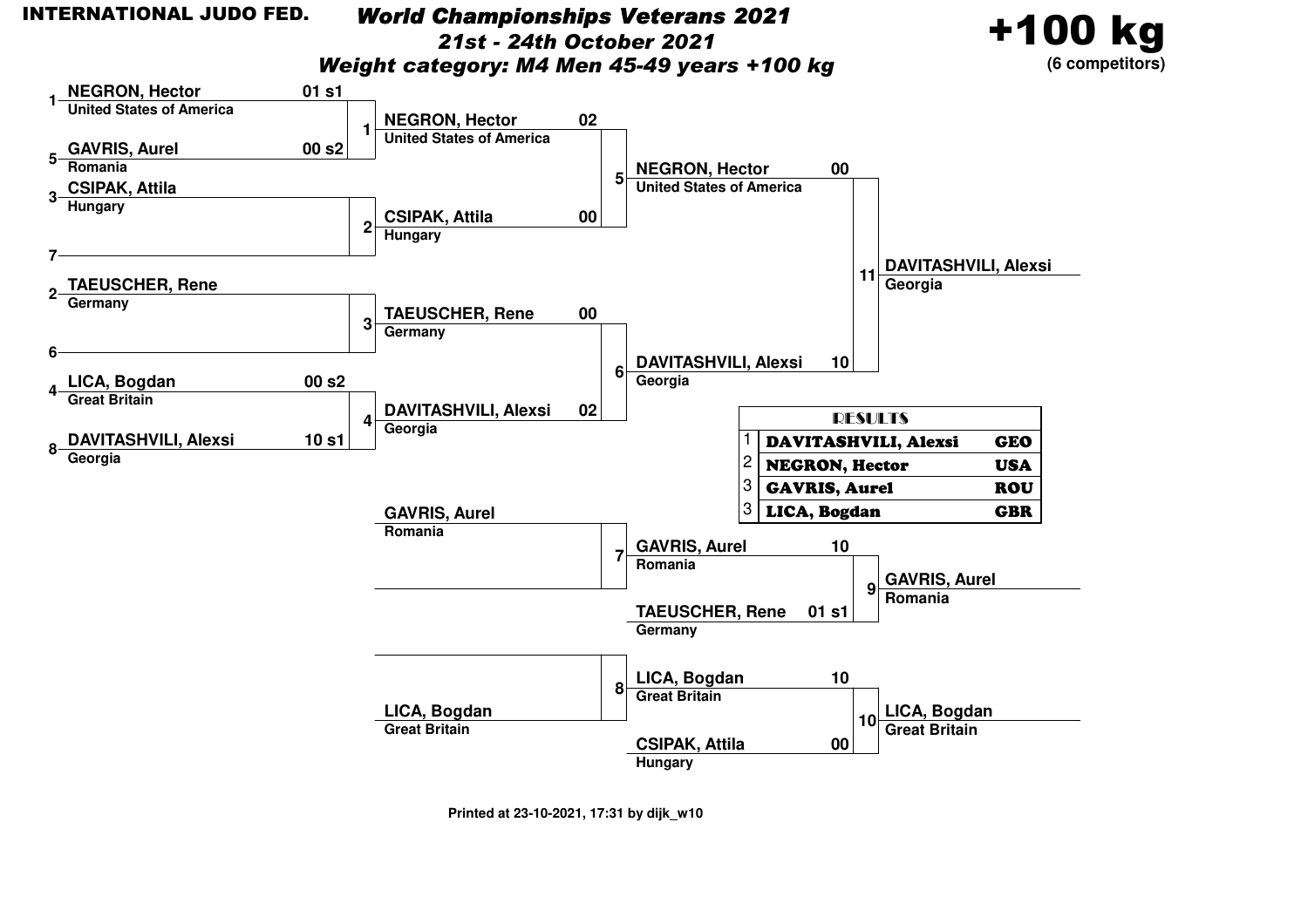**INTERNATIONAL JUDO FED.**

# *World Championships Veterans 2021*

## *21st - 24th October 2021*

## *Weight category: M4 Men 45-49 years +100 kg*

**+100 kg** (6 competitors)

### Round 1

| Match | Seed | Competitor | Country | Score |
|---|---|---|---|---|
| 1 | 1 | NEGRON, Hector | United States of America | 01 s1 |
| | 5 | GAVRIS, Aurel | Romania | 00 s2 |
| 2 | 3 | CSIPAK, Attila | Hungary | |
| | 7 | | | |
| 3 | 2 | TAEUSCHER, Rene | Germany | |
| | 6 | | | |
| 4 | 4 | LICA, Bogdan | Great Britain | 00 s2 |
| | 8 | DAVITASHVILI, Alexsi | Georgia | 10 s1 |

### Round 2

| Match | Competitor | Country | Score |
|---|---|---|---|
| 5 | NEGRON, Hector | United States of America | 02 |
| | CSIPAK, Attila | Hungary | 00 |
| 6 | TAEUSCHER, Rene | Germany | 00 |
| | DAVITASHVILI, Alexsi | Georgia | 02 |

### Final

| Match | Competitor | Country | Score |
|---|---|---|---|
| 11 | NEGRON, Hector | United States of America | 00 |
| | DAVITASHVILI, Alexsi | Georgia | 10 |

Winner: **DAVITASHVILI, Alexsi** – Georgia

### Repechage

| Match | Competitor | Country | Score |
|---|---|---|---|
| 7 | GAVRIS, Aurel | Romania | |
| | | | |
| 8 | | | |
| | LICA, Bogdan | Great Britain | |

### Bronze Medal Contests

| Match | Competitor | Country | Score |
|---|---|---|---|
| 9 | GAVRIS, Aurel | Romania | 10 |
| | TAEUSCHER, Rene | Germany | 01 s1 |
| 10 | LICA, Bogdan | Great Britain | 10 |
| | CSIPAK, Attila | Hungary | 00 |

Winner match 9: **GAVRIS, Aurel** – Romania

Winner match 10: **LICA, Bogdan** – Great Britain

### RESULTS

| Place | Name | Country |
|---|---|---|
| 1 | DAVITASHVILI, Alexsi | GEO |
| 2 | NEGRON, Hector | USA |
| 3 | GAVRIS, Aurel | ROU |
| 3 | LICA, Bogdan | GBR |

Printed at 23-10-2021, 17:31 by dijk_w10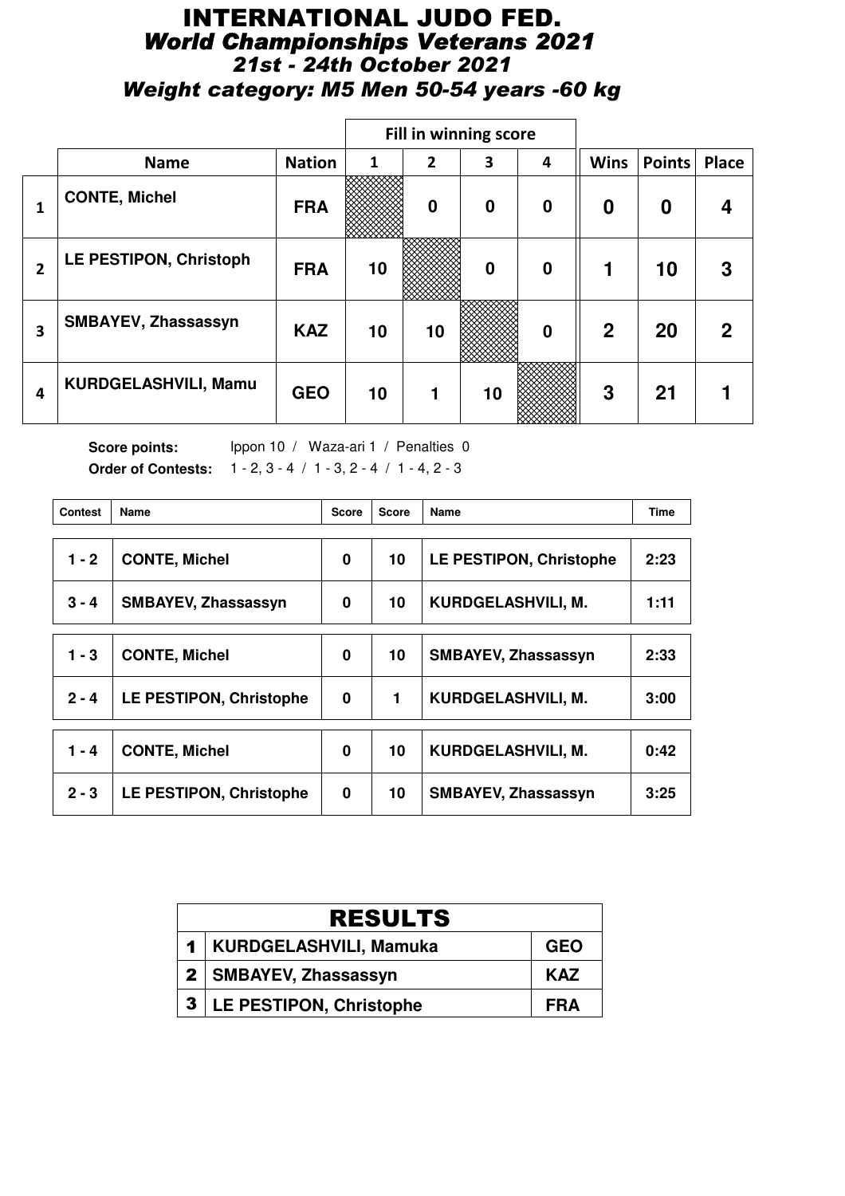# INTERNATIONAL JUDO FED.

## *World Championships Veterans 2021*

### *21st - 24th October 2021*

### *Weight category: M5 Men 50-54 years -60 kg*

| | Name | Nation | Fill in winning score 1 | 2 | 3 | 4 | Wins | Points | Place |
|---|---|---|---|---|---|---|---|---|---|
| 1 | CONTE, Michel | FRA | | 0 | 0 | 0 | 0 | 0 | 4 |
| 2 | LE PESTIPON, Christoph | FRA | 10 | | 0 | 0 | 1 | 10 | 3 |
| 3 | SMBAYEV, Zhassassyn | KAZ | 10 | 10 | | 0 | 2 | 20 | 2 |
| 4 | KURDGELASHVILI, Mamu | GEO | 10 | 1 | 10 | | 3 | 21 | 1 |

**Score points:** Ippon 10 / Waza-ari 1 / Penalties 0

**Order of Contests:** 1 - 2, 3 - 4 / 1 - 3, 2 - 4 / 1 - 4, 2 - 3

| Contest | Name | Score | Score | Name | Time |
|---|---|---|---|---|---|
| 1 - 2 | CONTE, Michel | 0 | 10 | LE PESTIPON, Christophe | 2:23 |
| 3 - 4 | SMBAYEV, Zhassassyn | 0 | 10 | KURDGELASHVILI, M. | 1:11 |
| 1 - 3 | CONTE, Michel | 0 | 10 | SMBAYEV, Zhassassyn | 2:33 |
| 2 - 4 | LE PESTIPON, Christophe | 0 | 1 | KURDGELASHVILI, M. | 3:00 |
| 1 - 4 | CONTE, Michel | 0 | 10 | KURDGELASHVILI, M. | 0:42 |
| 2 - 3 | LE PESTIPON, Christophe | 0 | 10 | SMBAYEV, Zhassassyn | 3:25 |

| RESULTS | | |
|---|---|---|
| 1 | KURDGELASHVILI, Mamuka | GEO |
| 2 | SMBAYEV, Zhassassyn | KAZ |
| 3 | LE PESTIPON, Christophe | FRA |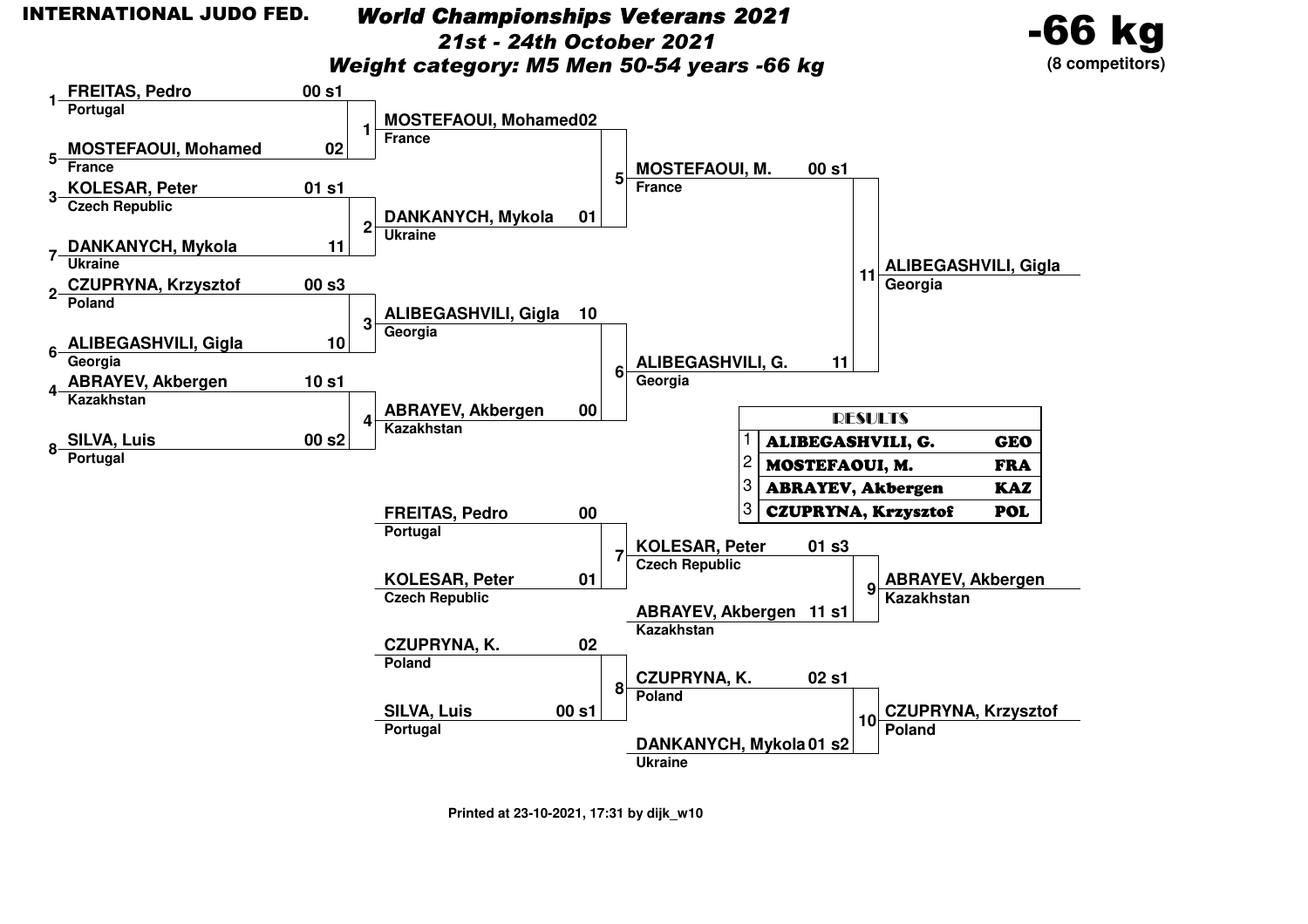# INTERNATIONAL JUDO FED.

## *World Championships Veterans 2021*

### *21st - 24th October 2021*

### *Weight category: M5 Men 50-54 years -66 kg*

**-66 kg**
**(8 competitors)**

**First round**

| Match | Seed | Competitor | Country | Score |
|---|---|---|---|---|
| 1 | 1 | FREITAS, Pedro | Portugal | 00 s1 |
| 1 | 5 | MOSTEFAOUI, Mohamed | France | 02 |
| 2 | 3 | KOLESAR, Peter | Czech Republic | 01 s1 |
| 2 | 7 | DANKANYCH, Mykola | Ukraine | 11 |
| 3 | 2 | CZUPRYNA, Krzysztof | Poland | 00 s3 |
| 3 | 6 | ALIBEGASHVILI, Gigla | Georgia | 10 |
| 4 | 4 | ABRAYEV, Akbergen | Kazakhstan | 10 s1 |
| 4 | 8 | SILVA, Luis | Portugal | 00 s2 |

**Semi-finals**

| Match | Competitor | Country | Score |
|---|---|---|---|
| 5 | MOSTEFAOUI, Mohamed | France | 02 |
| 5 | DANKANYCH, Mykola | Ukraine | 01 |
| 6 | ALIBEGASHVILI, Gigla | Georgia | 10 |
| 6 | ABRAYEV, Akbergen | Kazakhstan | 00 |

**Final**

| Match | Competitor | Country | Score |
|---|---|---|---|
| 11 | MOSTEFAOUI, M. | France | 00 s1 |
| 11 | ALIBEGASHVILI, G. | Georgia | 11 |

Winner: **ALIBEGASHVILI, Gigla** – Georgia

**Repechage**

| Match | Competitor | Country | Score |
|---|---|---|---|
| 7 | FREITAS, Pedro | Portugal | 00 |
| 7 | KOLESAR, Peter | Czech Republic | 01 |
| 8 | CZUPRYNA, K. | Poland | 02 |
| 8 | SILVA, Luis | Portugal | 00 s1 |

**Bronze medal contests**

| Match | Competitor | Country | Score |
|---|---|---|---|
| 9 | KOLESAR, Peter | Czech Republic | 01 s3 |
| 9 | ABRAYEV, Akbergen | Kazakhstan | 11 s1 |
| 10 | CZUPRYNA, K. | Poland | 02 s1 |
| 10 | DANKANYCH, Mykola | Ukraine | 01 s2 |

Winner match 9: **ABRAYEV, Akbergen** – Kazakhstan

Winner match 10: **CZUPRYNA, Krzysztof** – Poland

**RESULTS**

| Place | Name | Country |
|---|---|---|
| 1 | ALIBEGASHVILI, G. | GEO |
| 2 | MOSTEFAOUI, M. | FRA |
| 3 | ABRAYEV, Akbergen | KAZ |
| 3 | CZUPRYNA, Krzysztof | POL |

Printed at 23-10-2021, 17:31 by dijk_w10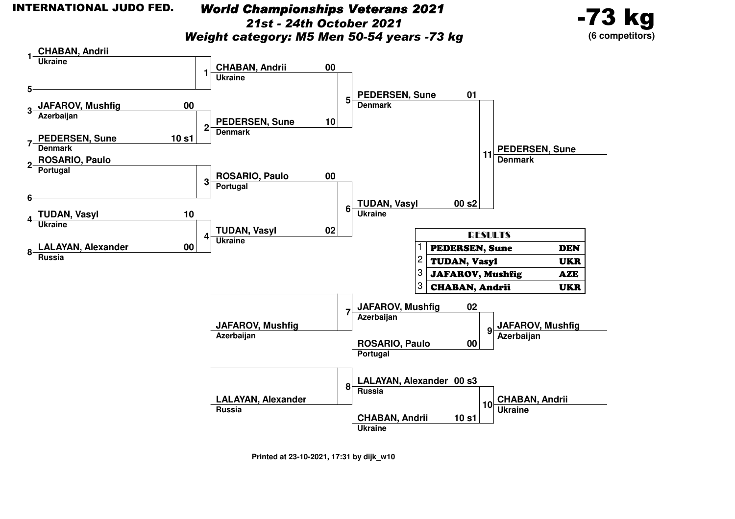**INTERNATIONAL JUDO FED.**

# *World Championships Veterans 2021*
## *21st - 24th October 2021*
## *Weight category: M5 Men 50-54 years -73 kg*

**-73 kg**
**(6 competitors)**

### Round 1

| Contest | Competitor | Country | Score |
|---|---|---|---|
| 1 | 1 CHABAN, Andrii | Ukraine | |
| | 5 | | |
| 2 | 3 JAFAROV, Mushfig | Azerbaijan | 00 |
| | 7 PEDERSEN, Sune | Denmark | 10 s1 |
| 3 | 2 ROSARIO, Paulo | Portugal | |
| | 6 | | |
| 4 | 4 TUDAN, Vasyl | Ukraine | 10 |
| | 8 LALAYAN, Alexander | Russia | 00 |

### Round 2

| Contest | Competitor | Country | Score |
|---|---|---|---|
| 5 | CHABAN, Andrii | Ukraine | 00 |
| | PEDERSEN, Sune | Denmark | 10 |
| 6 | ROSARIO, Paulo | Portugal | 00 |
| | TUDAN, Vasyl | Ukraine | 02 |

### Final

| Contest | Competitor | Country | Score |
|---|---|---|---|
| 11 | PEDERSEN, Sune | Denmark | 01 |
| | TUDAN, Vasyl | Ukraine | 00 s2 |

Winner: PEDERSEN, Sune (Denmark)

### Repechage

| Contest | Competitor | Country | Score |
|---|---|---|---|
| 7 | | | |
| | JAFAROV, Mushfig | Azerbaijan | |
| 8 | | | |
| | LALAYAN, Alexander | Russia | |

### Bronze Medal Contests

| Contest | Competitor | Country | Score |
|---|---|---|---|
| 9 | JAFAROV, Mushfig | Azerbaijan | 02 |
| | ROSARIO, Paulo | Portugal | 00 |
| 10 | LALAYAN, Alexander | Russia | 00 s3 |
| | CHABAN, Andrii | Ukraine | 10 s1 |

Winner contest 9: JAFAROV, Mushfig (Azerbaijan)
Winner contest 10: CHABAN, Andrii (Ukraine)

### RESULTS

| | Name | Country |
|---|---|---|
| 1 | PEDERSEN, Sune | DEN |
| 2 | TUDAN, Vasyl | UKR |
| 3 | JAFAROV, Mushfig | AZE |
| 3 | CHABAN, Andrii | UKR |

Printed at 23-10-2021, 17:31 by dijk_w10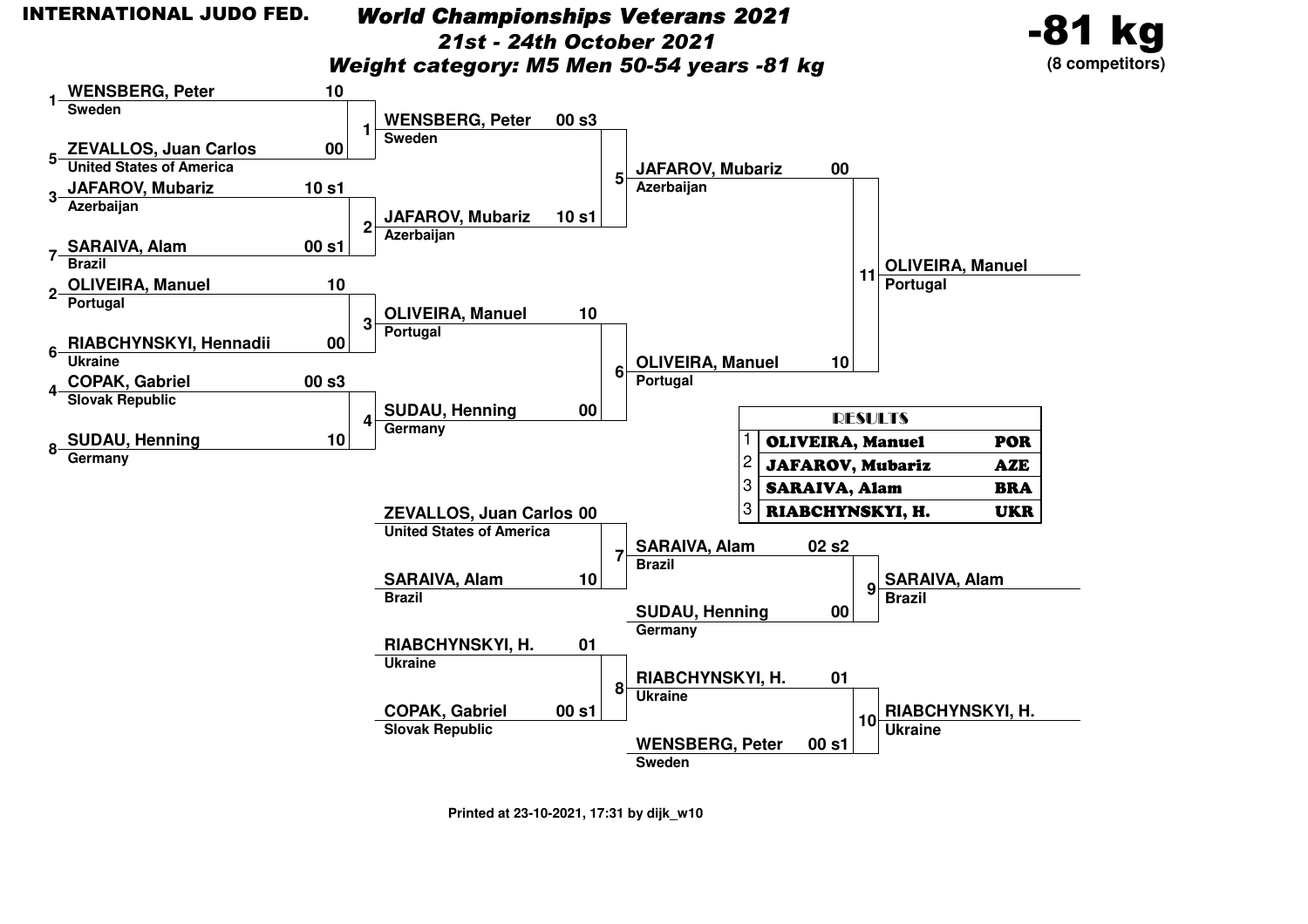**INTERNATIONAL JUDO FED.**

# World Championships Veterans 2021

## 21st - 24th October 2021

## Weight category: M5 Men 50-54 years -81 kg

**-81 kg**
**(8 competitors)**

### Round 1

| Contest | Seed | Competitor | Country | Score |
|---|---|---|---|---|
| 1 | 1 | WENSBERG, Peter | Sweden | 10 |
| 1 | 5 | ZEVALLOS, Juan Carlos | United States of America | 00 |
| 2 | 3 | JAFAROV, Mubariz | Azerbaijan | 10 s1 |
| 2 | 7 | SARAIVA, Alam | Brazil | 00 s1 |
| 3 | 2 | OLIVEIRA, Manuel | Portugal | 10 |
| 3 | 6 | RIABCHYNSKYI, Hennadii | Ukraine | 00 |
| 4 | 4 | COPAK, Gabriel | Slovak Republic | 00 s3 |
| 4 | 8 | SUDAU, Henning | Germany | 10 |

### Round 2

| Contest | Competitor | Country | Score |
|---|---|---|---|
| 5 | WENSBERG, Peter | Sweden | 00 s3 |
| 5 | JAFAROV, Mubariz | Azerbaijan | 10 s1 |
| 6 | OLIVEIRA, Manuel | Portugal | 10 |
| 6 | SUDAU, Henning | Germany | 00 |

### Final

| Contest | Competitor | Country | Score |
|---|---|---|---|
| 11 | JAFAROV, Mubariz | Azerbaijan | 00 |
| 11 | OLIVEIRA, Manuel | Portugal | 10 |

Winner: **OLIVEIRA, Manuel** – Portugal

### Repechage

| Contest | Competitor | Country | Score |
|---|---|---|---|
| 7 | ZEVALLOS, Juan Carlos | United States of America | 00 |
| 7 | SARAIVA, Alam | Brazil | 10 |
| 8 | RIABCHYNSKYI, H. | Ukraine | 01 |
| 8 | COPAK, Gabriel | Slovak Republic | 00 s1 |

### Bronze contests

| Contest | Competitor | Country | Score |
|---|---|---|---|
| 9 | SARAIVA, Alam | Brazil | 02 s2 |
| 9 | SUDAU, Henning | Germany | 00 |
| 10 | RIABCHYNSKYI, H. | Ukraine | 01 |
| 10 | WENSBERG, Peter | Sweden | 00 s1 |

Winner contest 9: **SARAIVA, Alam** – Brazil

Winner contest 10: **RIABCHYNSKYI, H.** – Ukraine

### RESULTS

| Place | Name | Country |
|---|---|---|
| 1 | OLIVEIRA, Manuel | POR |
| 2 | JAFAROV, Mubariz | AZE |
| 3 | SARAIVA, Alam | BRA |
| 3 | RIABCHYNSKYI, H. | UKR |

Printed at 23-10-2021, 17:31 by dijk_w10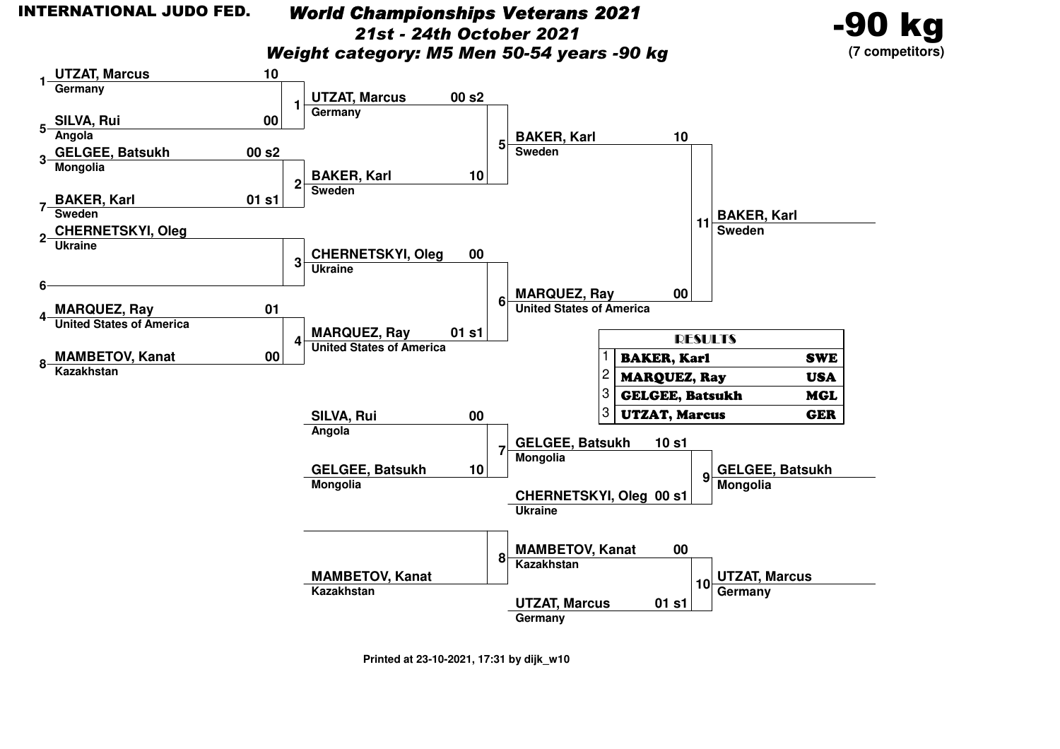**INTERNATIONAL JUDO FED.**

# *World Championships Veterans 2021*

## *21st - 24th October 2021*

## *Weight category: M5 Men 50-54 years -90 kg*

**-90 kg**
**(7 competitors)**

### Main bracket

| Contest | Competitor | Country | Score |
|---|---|---|---|
| 1 | (1) UTZAT, Marcus | Germany | 10 |
| 1 | (5) SILVA, Rui | Angola | 00 |
| 2 | (3) GELGEE, Batsukh | Mongolia | 00 s2 |
| 2 | (7) BAKER, Karl | Sweden | 01 s1 |
| 3 | (2) CHERNETSKYI, Oleg | Ukraine | |
| 3 | (6) | | |
| 4 | (4) MARQUEZ, Ray | United States of America | 01 |
| 4 | (8) MAMBETOV, Kanat | Kazakhstan | 00 |
| 5 | UTZAT, Marcus | Germany | 00 s2 |
| 5 | BAKER, Karl | Sweden | 10 |
| 6 | CHERNETSKYI, Oleg | Ukraine | 00 |
| 6 | MARQUEZ, Ray | United States of America | 01 s1 |
| 11 | BAKER, Karl | Sweden | 10 |
| 11 | MARQUEZ, Ray | United States of America | 00 |

**Winner contest 11:** BAKER, Karl — Sweden

### Repechage

| Contest | Competitor | Country | Score |
|---|---|---|---|
| 7 | SILVA, Rui | Angola | 00 |
| 7 | GELGEE, Batsukh | Mongolia | 10 |
| 8 | | | |
| 8 | MAMBETOV, Kanat | Kazakhstan | |
| 9 | GELGEE, Batsukh | Mongolia | 10 s1 |
| 9 | CHERNETSKYI, Oleg | Ukraine | 00 s1 |
| 10 | MAMBETOV, Kanat | Kazakhstan | 00 |
| 10 | UTZAT, Marcus | Germany | 01 s1 |

**Winner contest 9:** GELGEE, Batsukh — Mongolia

**Winner contest 10:** UTZAT, Marcus — Germany

### RESULTS

| Place | Name | Country |
|---|---|---|
| 1 | BAKER, Karl | SWE |
| 2 | MARQUEZ, Ray | USA |
| 3 | GELGEE, Batsukh | MGL |
| 3 | UTZAT, Marcus | GER |

Printed at 23-10-2021, 17:31 by dijk_w10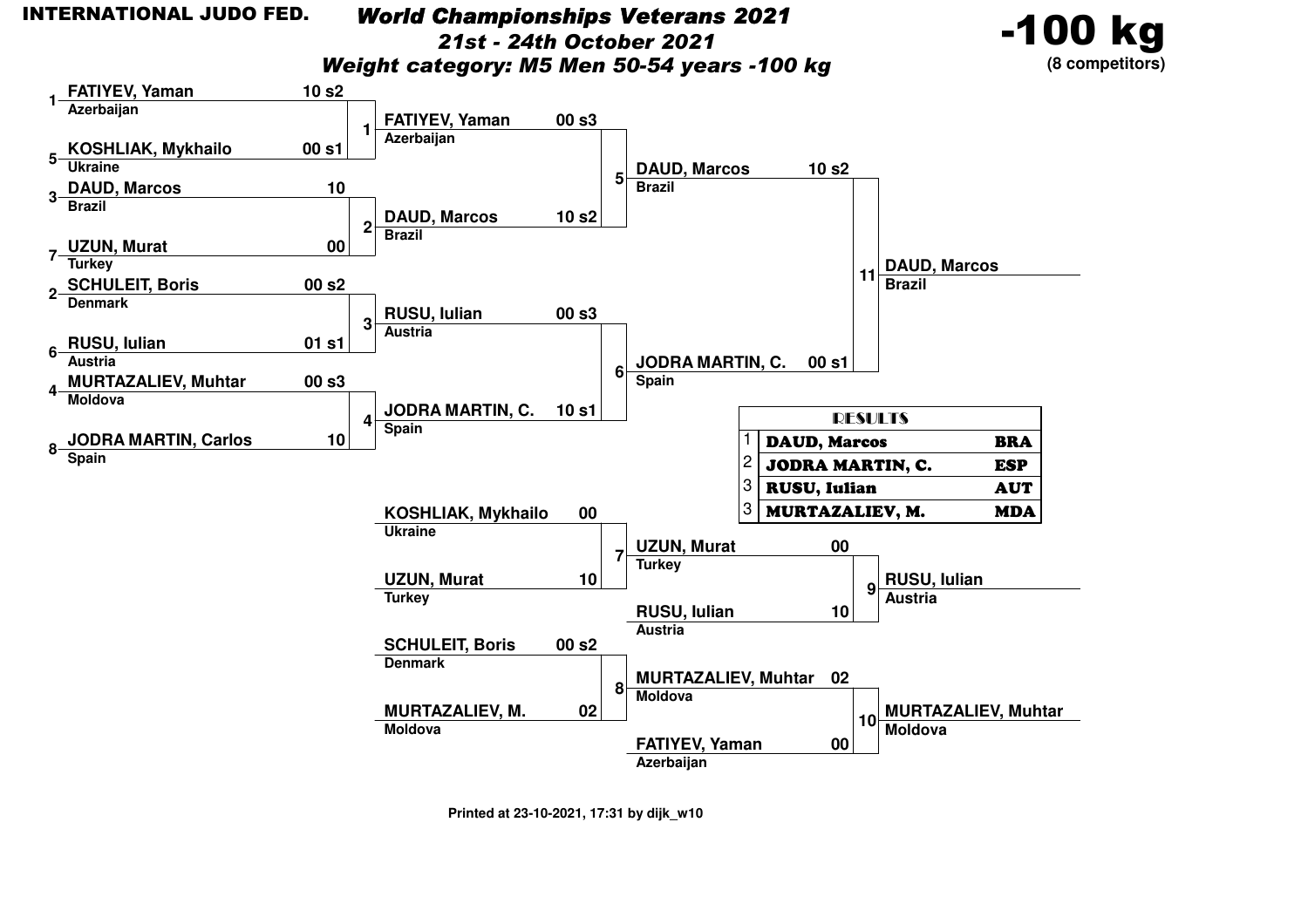INTERNATIONAL JUDO FED.

# World Championships Veterans 2021

**21st - 24th October 2021**

**Weight category: M5 Men 50-54 years -100 kg**

**-100 kg** (8 competitors)

## Round 1

| Match | Seed | Competitor | Country | Score |
|---|---|---|---|---|
| 1 | 1 | FATIYEV, Yaman | Azerbaijan | 10 s2 |
| | 5 | KOSHLIAK, Mykhailo | Ukraine | 00 s1 |
| 2 | 3 | DAUD, Marcos | Brazil | 10 |
| | 7 | UZUN, Murat | Turkey | 00 |
| 3 | 2 | SCHULEIT, Boris | Denmark | 00 s2 |
| | 6 | RUSU, Iulian | Austria | 01 s1 |
| 4 | 4 | MURTAZALIEV, Muhtar | Moldova | 00 s3 |
| | 8 | JODRA MARTIN, Carlos | Spain | 10 |

## Semi-finals

| Match | Competitor | Country | Score |
|---|---|---|---|
| 5 | FATIYEV, Yaman | Azerbaijan | 00 s3 |
| | DAUD, Marcos | Brazil | 10 s2 |
| 6 | RUSU, Iulian | Austria | 00 s3 |
| | JODRA MARTIN, C. | Spain | 10 s1 |

## Final

| Match | Competitor | Country | Score |
|---|---|---|---|
| 11 | DAUD, Marcos | Brazil | 10 s2 |
| | JODRA MARTIN, C. | Spain | 00 s1 |

Winner: **DAUD, Marcos** (Brazil)

## Repechage

| Match | Competitor | Country | Score |
|---|---|---|---|
| 7 | KOSHLIAK, Mykhailo | Ukraine | 00 |
| | UZUN, Murat | Turkey | 10 |
| 8 | SCHULEIT, Boris | Denmark | 00 s2 |
| | MURTAZALIEV, M. | Moldova | 02 |

## Bronze Medal Contests

| Match | Competitor | Country | Score | Winner |
|---|---|---|---|---|
| 9 | UZUN, Murat | Turkey | 00 | RUSU, Iulian (Austria) |
| | RUSU, Iulian | Austria | 10 | |
| 10 | MURTAZALIEV, Muhtar | Moldova | 02 | MURTAZALIEV, Muhtar (Moldova) |
| | FATIYEV, Yaman | Azerbaijan | 00 | |

## RESULTS

| Place | Name | Country |
|---|---|---|
| 1 | DAUD, Marcos | BRA |
| 2 | JODRA MARTIN, C. | ESP |
| 3 | RUSU, Iulian | AUT |
| 3 | MURTAZALIEV, M. | MDA |

Printed at 23-10-2021, 17:31 by dijk_w10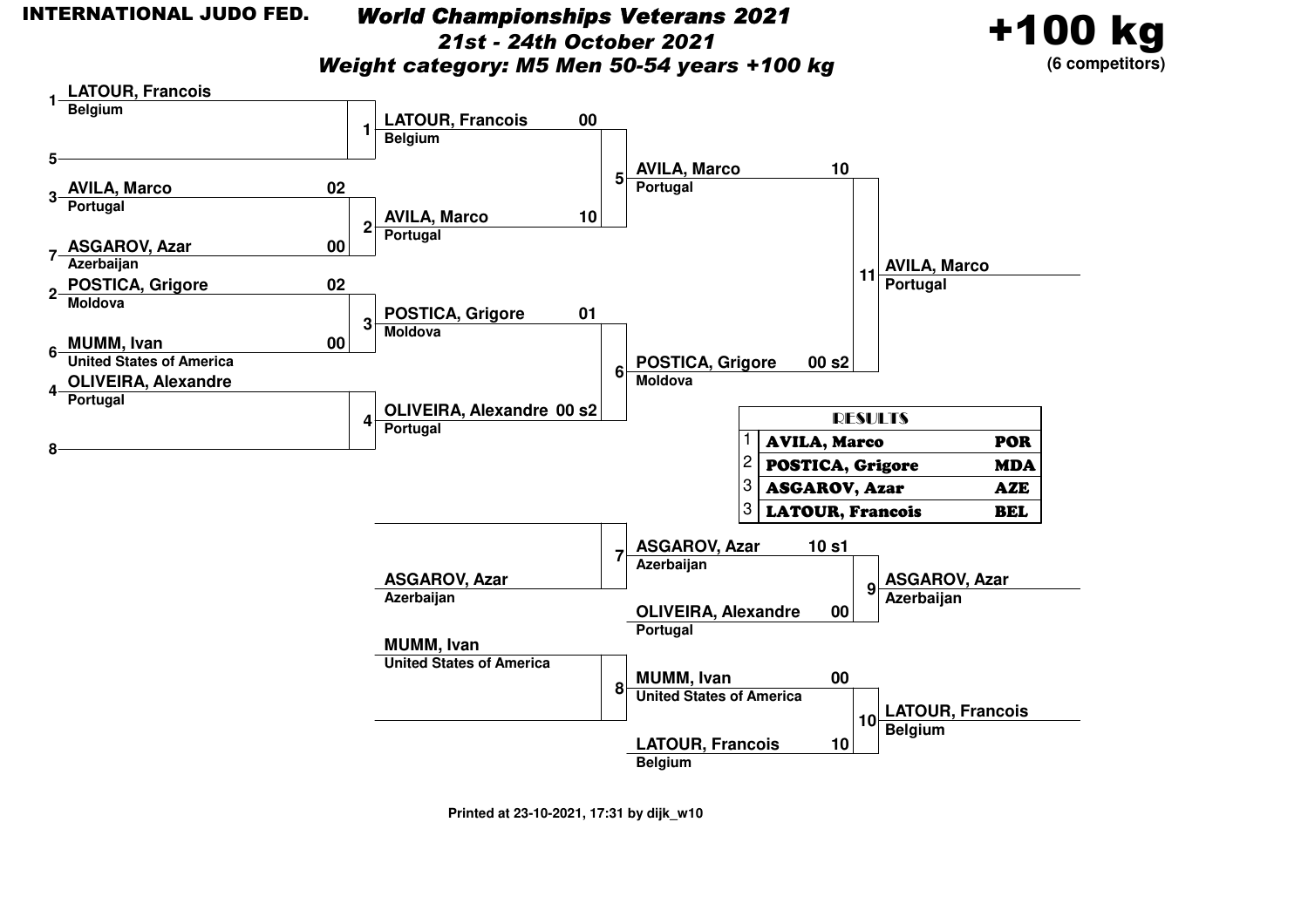**INTERNATIONAL JUDO FED.**

# *World Championships Veterans 2021*

## *21st - 24th October 2021*

## *Weight category: M5 Men 50-54 years +100 kg*

**+100 kg**
**(6 competitors)**

### Round 1

| Contest | Seed | Competitor | Country | Score |
|---|---|---|---|---|
| 1 | 1 | LATOUR, Francois | Belgium | |
| 1 | 5 | | | |
| 2 | 3 | AVILA, Marco | Portugal | 02 |
| 2 | 7 | ASGAROV, Azar | Azerbaijan | 00 |
| 3 | 2 | POSTICA, Grigore | Moldova | 02 |
| 3 | 6 | MUMM, Ivan | United States of America | 00 |
| 4 | 4 | OLIVEIRA, Alexandre | Portugal | |
| 4 | 8 | | | |

### Round 2

| Contest | Competitor | Country | Score |
|---|---|---|---|
| 5 | LATOUR, Francois | Belgium | 00 |
| 5 | AVILA, Marco | Portugal | 10 |
| 6 | POSTICA, Grigore | Moldova | 01 |
| 6 | OLIVEIRA, Alexandre | Portugal | 00 s2 |

### Final

| Contest | Competitor | Country | Score |
|---|---|---|---|
| 11 | AVILA, Marco | Portugal | 10 |
| 11 | POSTICA, Grigore | Moldova | 00 s2 |

Winner: **AVILA, Marco** – Portugal

### Repechage

| Contest | Competitor | Country | Score |
|---|---|---|---|
| 7 | | | |
| 7 | ASGAROV, Azar | Azerbaijan | |
| 8 | MUMM, Ivan | United States of America | |
| 8 | | | |

### Bronze contests

| Contest | Competitor | Country | Score |
|---|---|---|---|
| 9 | ASGAROV, Azar | Azerbaijan | 10 s1 |
| 9 | OLIVEIRA, Alexandre | Portugal | 00 |
| 10 | MUMM, Ivan | United States of America | 00 |
| 10 | LATOUR, Francois | Belgium | 10 |

Contest 9 winner: **ASGAROV, Azar** – Azerbaijan

Contest 10 winner: **LATOUR, Francois** – Belgium

### RESULTS

| | | |
|---|---|---|
| 1 | AVILA, Marco | POR |
| 2 | POSTICA, Grigore | MDA |
| 3 | ASGAROV, Azar | AZE |
| 3 | LATOUR, Francois | BEL |

Printed at 23-10-2021, 17:31 by dijk_w10